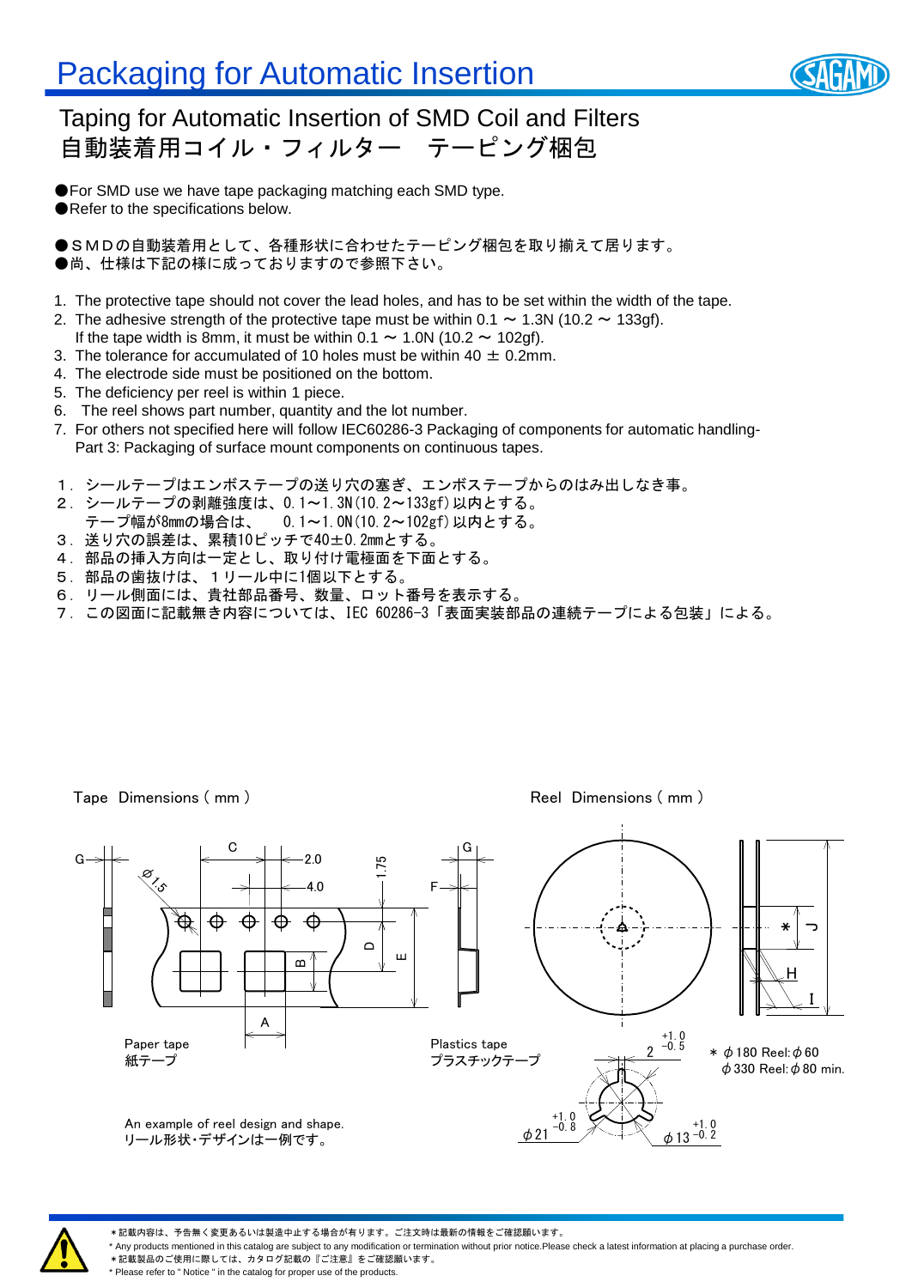# Packaging for Automatic Insertion

## Taping for Automatic Insertion of SMD Coil and Filters
## 自動装着用コイル・フィルター　テーピング梱包

●For SMD use we have tape packaging matching each SMD type.
●Refer to the specifications below.

●ＳＭＤの自動装着用として、各種形状に合わせたテーピング梱包を取り揃えて居ります。
●尚、仕様は下記の様に成っておりますので参照下さい。

1. The protective tape should not cover the lead holes, and has to be set within the width of the tape.
2. The adhesive strength of the protective tape must be within 0.1 ～ 1.3N (10.2 ～ 133gf).
   If the tape width is 8mm, it must be within 0.1 ～ 1.0N (10.2 ～ 102gf).
3. The tolerance for accumulated of 10 holes must be within 40 ± 0.2mm.
4. The electrode side must be positioned on the bottom.
5. The deficiency per reel is within 1 piece.
6. The reel shows part number, quantity and the lot number.
7. For others not specified here will follow IEC60286-3 Packaging of components for automatic handling- Part 3: Packaging of surface mount components on continuous tapes.

１．シールテープはエンボステープの送り穴の塞ぎ、エンボステープからのはみ出しなき事。
２．シールテープの剥離強度は、0.1～1.3N(10.2～133gf)以内とする。
　　テープ幅が8mmの場合は、　0.1～1.0N(10.2～102gf)以内とする。
３．送り穴の誤差は、累積10ピッチで40±0.2mmとする。
４．部品の挿入方向は一定とし、取り付け電極面を下面とする。
５．部品の歯抜けは、１リール中に1個以下とする。
６．リール側面には、貴社部品番号、数量、ロット番号を表示する。
７．この図面に記載無き内容については、IEC 60286-3「表面実装部品の連続テープによる包装」による。

Tape Dimensions ( mm )

Paper tape
紙テープ

Plastics tape
プラスチックテープ

An example of reel design and shape.
リール形状・デザインは一例です。

Reel Dimensions ( mm )

＊ φ180 Reel: φ60
φ330 Reel: φ80 min.

＊記載内容は、予告無く変更あるいは製造中止する場合が有ります。ご注文時は最新の情報をご確認願います。
* Any products mentioned in this catalog are subject to any modification or termination without prior notice.Please check a latest information at placing a purchase order.
＊記載製品のご使用に際しては、カタログ記載の『ご注意』をご確認願います。
* Please refer to " Notice " in the catalog for proper use of the products.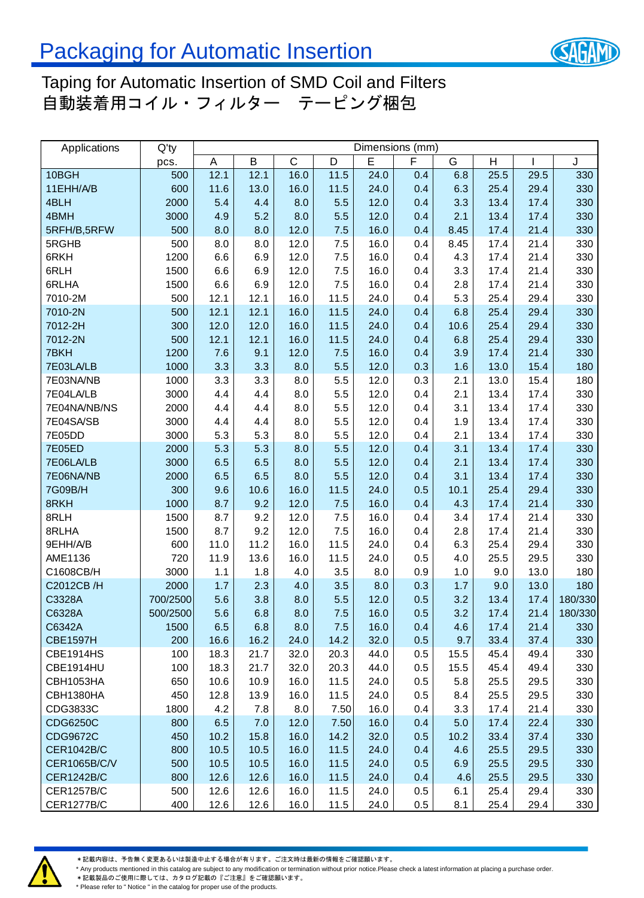# Packaging for Automatic Insertion

## Taping for Automatic Insertion of SMD Coil and Filters
## 自動装着用コイル・フィルター　テーピング梱包

| Applications | Q'ty | Dimensions (mm) | | | | | | | | | |
|---|---|---|---|---|---|---|---|---|---|---|---|
| | pcs. | A | B | C | D | E | F | G | H | I | J |
| 10BGH | 500 | 12.1 | 12.1 | 16.0 | 11.5 | 24.0 | 0.4 | 6.8 | 25.5 | 29.5 | 330 |
| 11EHH/A/B | 600 | 11.6 | 13.0 | 16.0 | 11.5 | 24.0 | 0.4 | 6.3 | 25.4 | 29.4 | 330 |
| 4BLH | 2000 | 5.4 | 4.4 | 8.0 | 5.5 | 12.0 | 0.4 | 3.3 | 13.4 | 17.4 | 330 |
| 4BMH | 3000 | 4.9 | 5.2 | 8.0 | 5.5 | 12.0 | 0.4 | 2.1 | 13.4 | 17.4 | 330 |
| 5RFH/B,5RFW | 500 | 8.0 | 8.0 | 12.0 | 7.5 | 16.0 | 0.4 | 8.45 | 17.4 | 21.4 | 330 |
| 5RGHB | 500 | 8.0 | 8.0 | 12.0 | 7.5 | 16.0 | 0.4 | 8.45 | 17.4 | 21.4 | 330 |
| 6RKH | 1200 | 6.6 | 6.9 | 12.0 | 7.5 | 16.0 | 0.4 | 4.3 | 17.4 | 21.4 | 330 |
| 6RLH | 1500 | 6.6 | 6.9 | 12.0 | 7.5 | 16.0 | 0.4 | 3.3 | 17.4 | 21.4 | 330 |
| 6RLHA | 1500 | 6.6 | 6.9 | 12.0 | 7.5 | 16.0 | 0.4 | 2.8 | 17.4 | 21.4 | 330 |
| 7010-2M | 500 | 12.1 | 12.1 | 16.0 | 11.5 | 24.0 | 0.4 | 5.3 | 25.4 | 29.4 | 330 |
| 7010-2N | 500 | 12.1 | 12.1 | 16.0 | 11.5 | 24.0 | 0.4 | 6.8 | 25.4 | 29.4 | 330 |
| 7012-2H | 300 | 12.0 | 12.0 | 16.0 | 11.5 | 24.0 | 0.4 | 10.6 | 25.4 | 29.4 | 330 |
| 7012-2N | 500 | 12.1 | 12.1 | 16.0 | 11.5 | 24.0 | 0.4 | 6.8 | 25.4 | 29.4 | 330 |
| 7BKH | 1200 | 7.6 | 9.1 | 12.0 | 7.5 | 16.0 | 0.4 | 3.9 | 17.4 | 21.4 | 330 |
| 7E03LA/LB | 1000 | 3.3 | 3.3 | 8.0 | 5.5 | 12.0 | 0.3 | 1.6 | 13.0 | 15.4 | 180 |
| 7E03NA/NB | 1000 | 3.3 | 3.3 | 8.0 | 5.5 | 12.0 | 0.3 | 2.1 | 13.0 | 15.4 | 180 |
| 7E04LA/LB | 3000 | 4.4 | 4.4 | 8.0 | 5.5 | 12.0 | 0.4 | 2.1 | 13.4 | 17.4 | 330 |
| 7E04NA/NB/NS | 2000 | 4.4 | 4.4 | 8.0 | 5.5 | 12.0 | 0.4 | 3.1 | 13.4 | 17.4 | 330 |
| 7E04SA/SB | 3000 | 4.4 | 4.4 | 8.0 | 5.5 | 12.0 | 0.4 | 1.9 | 13.4 | 17.4 | 330 |
| 7E05DD | 3000 | 5.3 | 5.3 | 8.0 | 5.5 | 12.0 | 0.4 | 2.1 | 13.4 | 17.4 | 330 |
| 7E05ED | 2000 | 5.3 | 5.3 | 8.0 | 5.5 | 12.0 | 0.4 | 3.1 | 13.4 | 17.4 | 330 |
| 7E06LA/LB | 3000 | 6.5 | 6.5 | 8.0 | 5.5 | 12.0 | 0.4 | 2.1 | 13.4 | 17.4 | 330 |
| 7E06NA/NB | 2000 | 6.5 | 6.5 | 8.0 | 5.5 | 12.0 | 0.4 | 3.1 | 13.4 | 17.4 | 330 |
| 7G09B/H | 300 | 9.6 | 10.6 | 16.0 | 11.5 | 24.0 | 0.5 | 10.1 | 25.4 | 29.4 | 330 |
| 8RKH | 1000 | 8.7 | 9.2 | 12.0 | 7.5 | 16.0 | 0.4 | 4.3 | 17.4 | 21.4 | 330 |
| 8RLH | 1500 | 8.7 | 9.2 | 12.0 | 7.5 | 16.0 | 0.4 | 3.4 | 17.4 | 21.4 | 330 |
| 8RLHA | 1500 | 8.7 | 9.2 | 12.0 | 7.5 | 16.0 | 0.4 | 2.8 | 17.4 | 21.4 | 330 |
| 9EHH/A/B | 600 | 11.0 | 11.2 | 16.0 | 11.5 | 24.0 | 0.4 | 6.3 | 25.4 | 29.4 | 330 |
| AME1136 | 720 | 11.9 | 13.6 | 16.0 | 11.5 | 24.0 | 0.5 | 4.0 | 25.5 | 29.5 | 330 |
| C1608CB/H | 3000 | 1.1 | 1.8 | 4.0 | 3.5 | 8.0 | 0.9 | 1.0 | 9.0 | 13.0 | 180 |
| C2012CB /H | 2000 | 1.7 | 2.3 | 4.0 | 3.5 | 8.0 | 0.3 | 1.7 | 9.0 | 13.0 | 180 |
| C3328A | 700/2500 | 5.6 | 3.8 | 8.0 | 5.5 | 12.0 | 0.5 | 3.2 | 13.4 | 17.4 | 180/330 |
| C6328A | 500/2500 | 5.6 | 6.8 | 8.0 | 7.5 | 16.0 | 0.5 | 3.2 | 17.4 | 21.4 | 180/330 |
| C6342A | 1500 | 6.5 | 6.8 | 8.0 | 7.5 | 16.0 | 0.4 | 4.6 | 17.4 | 21.4 | 330 |
| CBE1597H | 200 | 16.6 | 16.2 | 24.0 | 14.2 | 32.0 | 0.5 | 9.7 | 33.4 | 37.4 | 330 |
| CBE1914HS | 100 | 18.3 | 21.7 | 32.0 | 20.3 | 44.0 | 0.5 | 15.5 | 45.4 | 49.4 | 330 |
| CBE1914HU | 100 | 18.3 | 21.7 | 32.0 | 20.3 | 44.0 | 0.5 | 15.5 | 45.4 | 49.4 | 330 |
| CBH1053HA | 650 | 10.6 | 10.9 | 16.0 | 11.5 | 24.0 | 0.5 | 5.8 | 25.5 | 29.5 | 330 |
| CBH1380HA | 450 | 12.8 | 13.9 | 16.0 | 11.5 | 24.0 | 0.5 | 8.4 | 25.5 | 29.5 | 330 |
| CDG3833C | 1800 | 4.2 | 7.8 | 8.0 | 7.50 | 16.0 | 0.4 | 3.3 | 17.4 | 21.4 | 330 |
| CDG6250C | 800 | 6.5 | 7.0 | 12.0 | 7.50 | 16.0 | 0.4 | 5.0 | 17.4 | 22.4 | 330 |
| CDG9672C | 450 | 10.2 | 15.8 | 16.0 | 14.2 | 32.0 | 0.5 | 10.2 | 33.4 | 37.4 | 330 |
| CER1042B/C | 800 | 10.5 | 10.5 | 16.0 | 11.5 | 24.0 | 0.4 | 4.6 | 25.5 | 29.5 | 330 |
| CER1065B/C/V | 500 | 10.5 | 10.5 | 16.0 | 11.5 | 24.0 | 0.5 | 6.9 | 25.5 | 29.5 | 330 |
| CER1242B/C | 800 | 12.6 | 12.6 | 16.0 | 11.5 | 24.0 | 0.4 | 4.6 | 25.5 | 29.5 | 330 |
| CER1257B/C | 500 | 12.6 | 12.6 | 16.0 | 11.5 | 24.0 | 0.5 | 6.1 | 25.4 | 29.4 | 330 |
| CER1277B/C | 400 | 12.6 | 12.6 | 16.0 | 11.5 | 24.0 | 0.5 | 8.1 | 25.4 | 29.4 | 330 |

＊記載内容は、予告無く変更あるいは製造中止する場合が有ります。ご注文時は最新の情報をご確認願います。
* Any products mentioned in this catalog are subject to any modification or termination without prior notice.Please check a latest information at placing a purchase order.
＊記載製品のご使用に際しては、カタログ記載の『ご注意』をご確認願います。
* Please refer to " Notice " in the catalog for proper use of the products.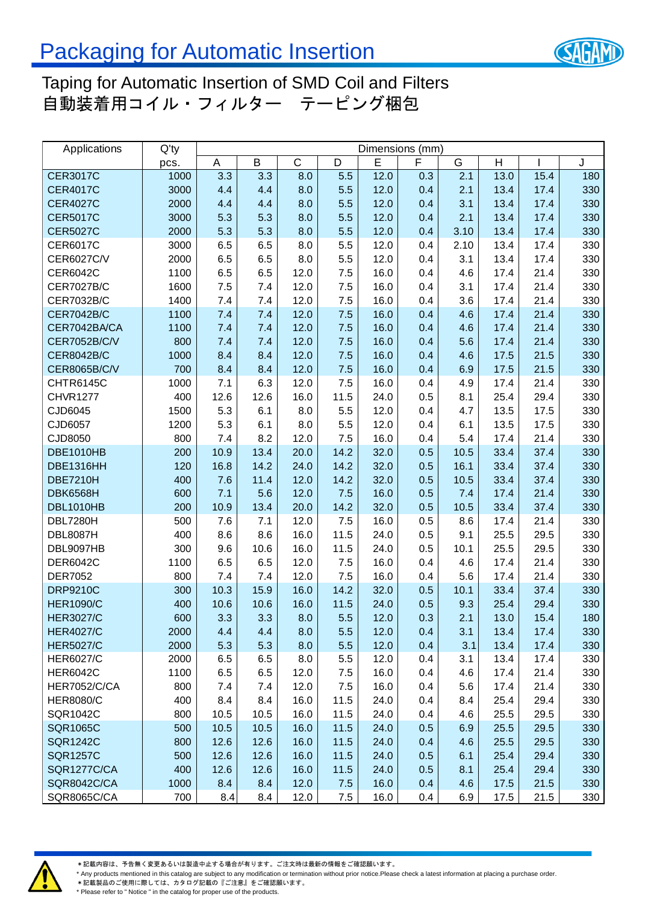# Packaging for Automatic Insertion

## Taping for Automatic Insertion of SMD Coil and Filters
## 自動装着用コイル・フィルター　テーピング梱包

| Applications | Q'ty | Dimensions (mm) | | | | | | | | | |
|---|---|---|---|---|---|---|---|---|---|---|---|
| | pcs. | A | B | C | D | E | F | G | H | I | J |
| CER3017C | 1000 | 3.3 | 3.3 | 8.0 | 5.5 | 12.0 | 0.3 | 2.1 | 13.0 | 15.4 | 180 |
| CER4017C | 3000 | 4.4 | 4.4 | 8.0 | 5.5 | 12.0 | 0.4 | 2.1 | 13.4 | 17.4 | 330 |
| CER4027C | 2000 | 4.4 | 4.4 | 8.0 | 5.5 | 12.0 | 0.4 | 3.1 | 13.4 | 17.4 | 330 |
| CER5017C | 3000 | 5.3 | 5.3 | 8.0 | 5.5 | 12.0 | 0.4 | 2.1 | 13.4 | 17.4 | 330 |
| CER5027C | 2000 | 5.3 | 5.3 | 8.0 | 5.5 | 12.0 | 0.4 | 3.10 | 13.4 | 17.4 | 330 |
| CER6017C | 3000 | 6.5 | 6.5 | 8.0 | 5.5 | 12.0 | 0.4 | 2.10 | 13.4 | 17.4 | 330 |
| CER6027C/V | 2000 | 6.5 | 6.5 | 8.0 | 5.5 | 12.0 | 0.4 | 3.1 | 13.4 | 17.4 | 330 |
| CER6042C | 1100 | 6.5 | 6.5 | 12.0 | 7.5 | 16.0 | 0.4 | 4.6 | 17.4 | 21.4 | 330 |
| CER7027B/C | 1600 | 7.5 | 7.4 | 12.0 | 7.5 | 16.0 | 0.4 | 3.1 | 17.4 | 21.4 | 330 |
| CER7032B/C | 1400 | 7.4 | 7.4 | 12.0 | 7.5 | 16.0 | 0.4 | 3.6 | 17.4 | 21.4 | 330 |
| CER7042B/C | 1100 | 7.4 | 7.4 | 12.0 | 7.5 | 16.0 | 0.4 | 4.6 | 17.4 | 21.4 | 330 |
| CER7042BA/CA | 1100 | 7.4 | 7.4 | 12.0 | 7.5 | 16.0 | 0.4 | 4.6 | 17.4 | 21.4 | 330 |
| CER7052B/C/V | 800 | 7.4 | 7.4 | 12.0 | 7.5 | 16.0 | 0.4 | 5.6 | 17.4 | 21.4 | 330 |
| CER8042B/C | 1000 | 8.4 | 8.4 | 12.0 | 7.5 | 16.0 | 0.4 | 4.6 | 17.5 | 21.5 | 330 |
| CER8065B/C/V | 700 | 8.4 | 8.4 | 12.0 | 7.5 | 16.0 | 0.4 | 6.9 | 17.5 | 21.5 | 330 |
| CHTR6145C | 1000 | 7.1 | 6.3 | 12.0 | 7.5 | 16.0 | 0.4 | 4.9 | 17.4 | 21.4 | 330 |
| CHVR1277 | 400 | 12.6 | 12.6 | 16.0 | 11.5 | 24.0 | 0.5 | 8.1 | 25.4 | 29.4 | 330 |
| CJD6045 | 1500 | 5.3 | 6.1 | 8.0 | 5.5 | 12.0 | 0.4 | 4.7 | 13.5 | 17.5 | 330 |
| CJD6057 | 1200 | 5.3 | 6.1 | 8.0 | 5.5 | 12.0 | 0.4 | 6.1 | 13.5 | 17.5 | 330 |
| CJD8050 | 800 | 7.4 | 8.2 | 12.0 | 7.5 | 16.0 | 0.4 | 5.4 | 17.4 | 21.4 | 330 |
| DBE1010HB | 200 | 10.9 | 13.4 | 20.0 | 14.2 | 32.0 | 0.5 | 10.5 | 33.4 | 37.4 | 330 |
| DBE1316HH | 120 | 16.8 | 14.2 | 24.0 | 14.2 | 32.0 | 0.5 | 16.1 | 33.4 | 37.4 | 330 |
| DBE7210H | 400 | 7.6 | 11.4 | 12.0 | 14.2 | 32.0 | 0.5 | 10.5 | 33.4 | 37.4 | 330 |
| DBK6568H | 600 | 7.1 | 5.6 | 12.0 | 7.5 | 16.0 | 0.5 | 7.4 | 17.4 | 21.4 | 330 |
| DBL1010HB | 200 | 10.9 | 13.4 | 20.0 | 14.2 | 32.0 | 0.5 | 10.5 | 33.4 | 37.4 | 330 |
| DBL7280H | 500 | 7.6 | 7.1 | 12.0 | 7.5 | 16.0 | 0.5 | 8.6 | 17.4 | 21.4 | 330 |
| DBL8087H | 400 | 8.6 | 8.6 | 16.0 | 11.5 | 24.0 | 0.5 | 9.1 | 25.5 | 29.5 | 330 |
| DBL9097HB | 300 | 9.6 | 10.6 | 16.0 | 11.5 | 24.0 | 0.5 | 10.1 | 25.5 | 29.5 | 330 |
| DER6042C | 1100 | 6.5 | 6.5 | 12.0 | 7.5 | 16.0 | 0.4 | 4.6 | 17.4 | 21.4 | 330 |
| DER7052 | 800 | 7.4 | 7.4 | 12.0 | 7.5 | 16.0 | 0.4 | 5.6 | 17.4 | 21.4 | 330 |
| DRP9210C | 300 | 10.3 | 15.9 | 16.0 | 14.2 | 32.0 | 0.5 | 10.1 | 33.4 | 37.4 | 330 |
| HER1090/C | 400 | 10.6 | 10.6 | 16.0 | 11.5 | 24.0 | 0.5 | 9.3 | 25.4 | 29.4 | 330 |
| HER3027/C | 600 | 3.3 | 3.3 | 8.0 | 5.5 | 12.0 | 0.3 | 2.1 | 13.0 | 15.4 | 180 |
| HER4027/C | 2000 | 4.4 | 4.4 | 8.0 | 5.5 | 12.0 | 0.4 | 3.1 | 13.4 | 17.4 | 330 |
| HER5027/C | 2000 | 5.3 | 5.3 | 8.0 | 5.5 | 12.0 | 0.4 | 3.1 | 13.4 | 17.4 | 330 |
| HER6027/C | 2000 | 6.5 | 6.5 | 8.0 | 5.5 | 12.0 | 0.4 | 3.1 | 13.4 | 17.4 | 330 |
| HER6042C | 1100 | 6.5 | 6.5 | 12.0 | 7.5 | 16.0 | 0.4 | 4.6 | 17.4 | 21.4 | 330 |
| HER7052/C/CA | 800 | 7.4 | 7.4 | 12.0 | 7.5 | 16.0 | 0.4 | 5.6 | 17.4 | 21.4 | 330 |
| HER8080/C | 400 | 8.4 | 8.4 | 16.0 | 11.5 | 24.0 | 0.4 | 8.4 | 25.4 | 29.4 | 330 |
| SQR1042C | 800 | 10.5 | 10.5 | 16.0 | 11.5 | 24.0 | 0.4 | 4.6 | 25.5 | 29.5 | 330 |
| SQR1065C | 500 | 10.5 | 10.5 | 16.0 | 11.5 | 24.0 | 0.5 | 6.9 | 25.5 | 29.5 | 330 |
| SQR1242C | 800 | 12.6 | 12.6 | 16.0 | 11.5 | 24.0 | 0.4 | 4.6 | 25.5 | 29.5 | 330 |
| SQR1257C | 500 | 12.6 | 12.6 | 16.0 | 11.5 | 24.0 | 0.5 | 6.1 | 25.4 | 29.4 | 330 |
| SQR1277C/CA | 400 | 12.6 | 12.6 | 16.0 | 11.5 | 24.0 | 0.5 | 8.1 | 25.4 | 29.4 | 330 |
| SQR8042C/CA | 1000 | 8.4 | 8.4 | 12.0 | 7.5 | 16.0 | 0.4 | 4.6 | 17.5 | 21.5 | 330 |
| SQR8065C/CA | 700 | 8.4 | 8.4 | 12.0 | 7.5 | 16.0 | 0.4 | 6.9 | 17.5 | 21.5 | 330 |

＊記載内容は、予告無く変更あるいは製造中止する場合が有ります。ご注文時は最新の情報をご確認願います。
＊ Any products mentioned in this catalog are subject to any modification or termination without prior notice.Please check a latest information at placing a purchase order.
＊記載製品のご使用に際しては、カタログ記載の『ご注意』をご確認願います。
＊ Please refer to " Notice " in the catalog for proper use of the products.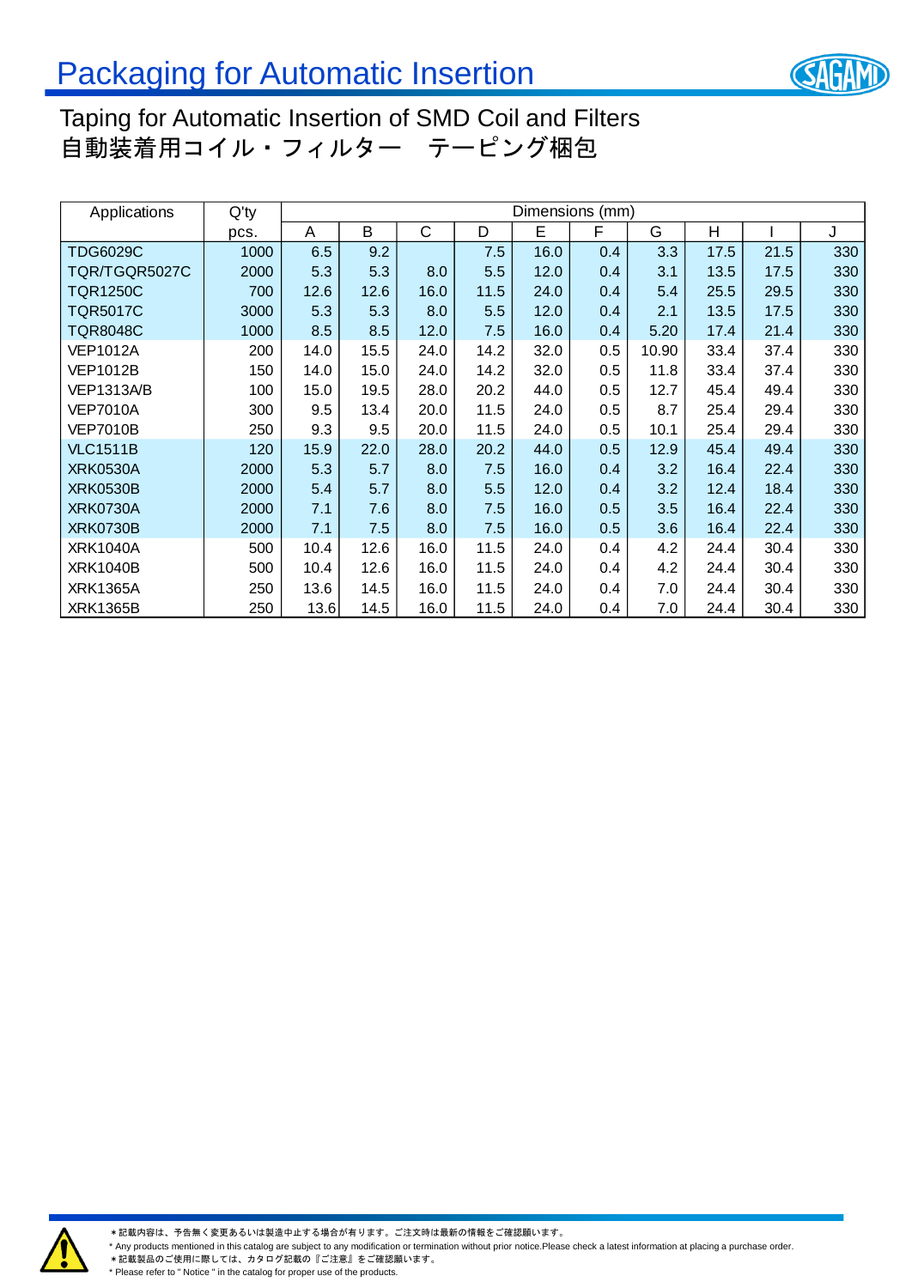# Packaging for Automatic Insertion

## Taping for Automatic Insertion of SMD Coil and Filters
## 自動装着用コイル・フィルター　テーピング梱包

| Applications | Q'ty | Dimensions (mm) | | | | | | | | | |
|---|---|---|---|---|---|---|---|---|---|---|---|
| | pcs. | A | B | C | D | E | F | G | H | I | J |
| TDG6029C | 1000 | 6.5 | 9.2 | | 7.5 | 16.0 | 0.4 | 3.3 | 17.5 | 21.5 | 330 |
| TQR/TGQR5027C | 2000 | 5.3 | 5.3 | 8.0 | 5.5 | 12.0 | 0.4 | 3.1 | 13.5 | 17.5 | 330 |
| TQR1250C | 700 | 12.6 | 12.6 | 16.0 | 11.5 | 24.0 | 0.4 | 5.4 | 25.5 | 29.5 | 330 |
| TQR5017C | 3000 | 5.3 | 5.3 | 8.0 | 5.5 | 12.0 | 0.4 | 2.1 | 13.5 | 17.5 | 330 |
| TQR8048C | 1000 | 8.5 | 8.5 | 12.0 | 7.5 | 16.0 | 0.4 | 5.20 | 17.4 | 21.4 | 330 |
| VEP1012A | 200 | 14.0 | 15.5 | 24.0 | 14.2 | 32.0 | 0.5 | 10.90 | 33.4 | 37.4 | 330 |
| VEP1012B | 150 | 14.0 | 15.0 | 24.0 | 14.2 | 32.0 | 0.5 | 11.8 | 33.4 | 37.4 | 330 |
| VEP1313A/B | 100 | 15.0 | 19.5 | 28.0 | 20.2 | 44.0 | 0.5 | 12.7 | 45.4 | 49.4 | 330 |
| VEP7010A | 300 | 9.5 | 13.4 | 20.0 | 11.5 | 24.0 | 0.5 | 8.7 | 25.4 | 29.4 | 330 |
| VEP7010B | 250 | 9.3 | 9.5 | 20.0 | 11.5 | 24.0 | 0.5 | 10.1 | 25.4 | 29.4 | 330 |
| VLC1511B | 120 | 15.9 | 22.0 | 28.0 | 20.2 | 44.0 | 0.5 | 12.9 | 45.4 | 49.4 | 330 |
| XRK0530A | 2000 | 5.3 | 5.7 | 8.0 | 7.5 | 16.0 | 0.4 | 3.2 | 16.4 | 22.4 | 330 |
| XRK0530B | 2000 | 5.4 | 5.7 | 8.0 | 5.5 | 12.0 | 0.4 | 3.2 | 12.4 | 18.4 | 330 |
| XRK0730A | 2000 | 7.1 | 7.6 | 8.0 | 7.5 | 16.0 | 0.5 | 3.5 | 16.4 | 22.4 | 330 |
| XRK0730B | 2000 | 7.1 | 7.5 | 8.0 | 7.5 | 16.0 | 0.5 | 3.6 | 16.4 | 22.4 | 330 |
| XRK1040A | 500 | 10.4 | 12.6 | 16.0 | 11.5 | 24.0 | 0.4 | 4.2 | 24.4 | 30.4 | 330 |
| XRK1040B | 500 | 10.4 | 12.6 | 16.0 | 11.5 | 24.0 | 0.4 | 4.2 | 24.4 | 30.4 | 330 |
| XRK1365A | 250 | 13.6 | 14.5 | 16.0 | 11.5 | 24.0 | 0.4 | 7.0 | 24.4 | 30.4 | 330 |
| XRK1365B | 250 | 13.6 | 14.5 | 16.0 | 11.5 | 24.0 | 0.4 | 7.0 | 24.4 | 30.4 | 330 |

＊記載内容は、予告無く変更あるいは製造中止する場合が有ります。ご注文時は最新の情報をご確認願います。
* Any products mentioned in this catalog are subject to any modification or termination without prior notice.Please check a latest information at placing a purchase order.
＊記載製品のご使用に際しては、カタログ記載の『ご注意』をご確認願います。
* Please refer to " Notice " in the catalog for proper use of the products.